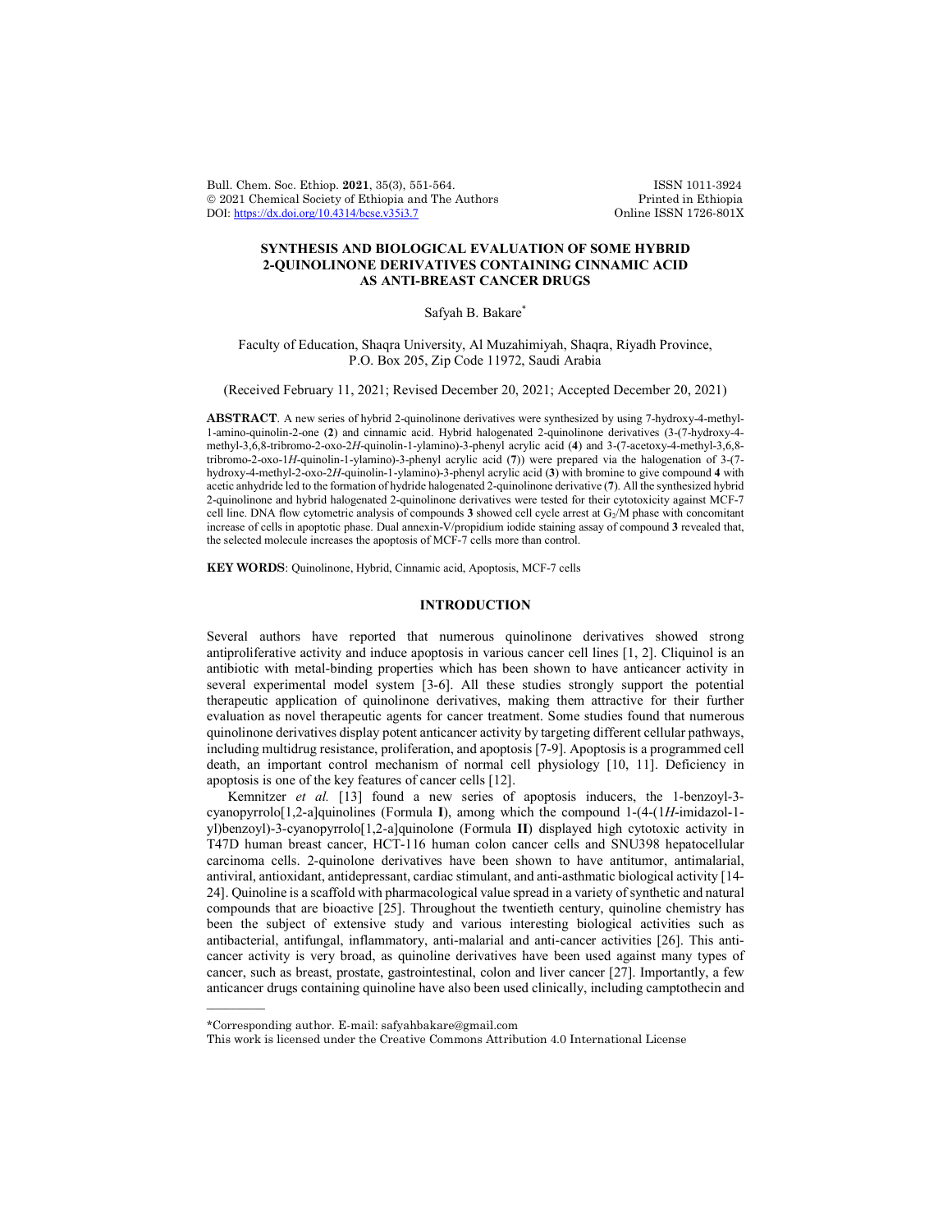# SYNTHESIS AND BIOLOGICAL EVALUATION OF SOME HYBRID 2-QUINOLINONE DERIVATIVES CONTAINING CINNAMIC ACID AS ANTI-BREAST CANCER DRUGS

Safyah B. Bakare*

Faculty of Education, Shaqra University, Al Muzahimiyah, Shaqra, Riyadh Province, P.O. Box 205, Zip Code 11972, Saudi Arabia

(Received February 11, 2021; Revised December 20, 2021; Accepted December 20, 2021)

**ABSTRACT**. A new series of hybrid 2-quinolinone derivatives were synthesized by using 7-hydroxy-4-methyl-1-amino-quinolin-2-one (**2**) and cinnamic acid. Hybrid halogenated 2-quinolinone derivatives (3-(7-hydroxy-4-methyl-3,6,8-tribromo-2-oxo-2*H*-quinolin-1-ylamino)-3-phenyl acrylic acid (**4**) and 3-(7-acetoxy-4-methyl-3,6,8-tribromo-2-oxo-1*H*-quinolin-1-ylamino)-3-phenyl acrylic acid (**7**)) were prepared via the halogenation of 3-(7-hydroxy-4-methyl-2-oxo-2*H*-quinolin-1-ylamino)-3-phenyl acrylic acid (**3**) with bromine to give compound **4** with acetic anhydride led to the formation of hydride halogenated 2-quinolinone derivative (**7**). All the synthesized hybrid 2-quinolinone and hybrid halogenated 2-quinolinone derivatives were tested for their cytotoxicity against MCF-7 cell line. DNA flow cytometric analysis of compounds **3** showed cell cycle arrest at $G_2$/M phase with concomitant increase of cells in apoptotic phase. Dual annexin-V/propidium iodide staining assay of compound **3** revealed that, the selected molecule increases the apoptosis of MCF-7 cells more than control.

**KEY WORDS**: Quinolinone, Hybrid, Cinnamic acid, Apoptosis, MCF-7 cells

## INTRODUCTION

Several authors have reported that numerous quinolinone derivatives showed strong antiproliferative activity and induce apoptosis in various cancer cell lines [1, 2]. Cliquinol is an antibiotic with metal-binding properties which has been shown to have anticancer activity in several experimental model system [3-6]. All these studies strongly support the potential therapeutic application of quinolinone derivatives, making them attractive for their further evaluation as novel therapeutic agents for cancer treatment. Some studies found that numerous quinolinone derivatives display potent anticancer activity by targeting different cellular pathways, including multidrug resistance, proliferation, and apoptosis [7-9]. Apoptosis is a programmed cell death, an important control mechanism of normal cell physiology [10, 11]. Deficiency in apoptosis is one of the key features of cancer cells [12].

Kemnitzer *et al.* [13] found a new series of apoptosis inducers, the 1-benzoyl-3-cyanopyrrolo[1,2-a]quinolines (Formula **I**), among which the compound 1-(4-(1*H*-imidazol-1-yl)benzoyl)-3-cyanopyrrolo[1,2-a]quinolone (Formula **II**) displayed high cytotoxic activity in T47D human breast cancer, HCT-116 human colon cancer cells and SNU398 hepatocellular carcinoma cells. 2-quinolone derivatives have been shown to have antitumor, antimalarial, antiviral, antioxidant, antidepressant, cardiac stimulant, and anti-asthmatic biological activity [14-24]. Quinoline is a scaffold with pharmacological value spread in a variety of synthetic and natural compounds that are bioactive [25]. Throughout the twentieth century, quinoline chemistry has been the subject of extensive study and various interesting biological activities such as antibacterial, antifungal, inflammatory, anti-malarial and anti-cancer activities [26]. This anti-cancer activity is very broad, as quinoline derivatives have been used against many types of cancer, such as breast, prostate, gastrointestinal, colon and liver cancer [27]. Importantly, a few anticancer drugs containing quinoline have also been used clinically, including camptothecin and

---

*Corresponding author. E-mail: safyahbakare@gmail.com

This work is licensed under the Creative Commons Attribution 4.0 International License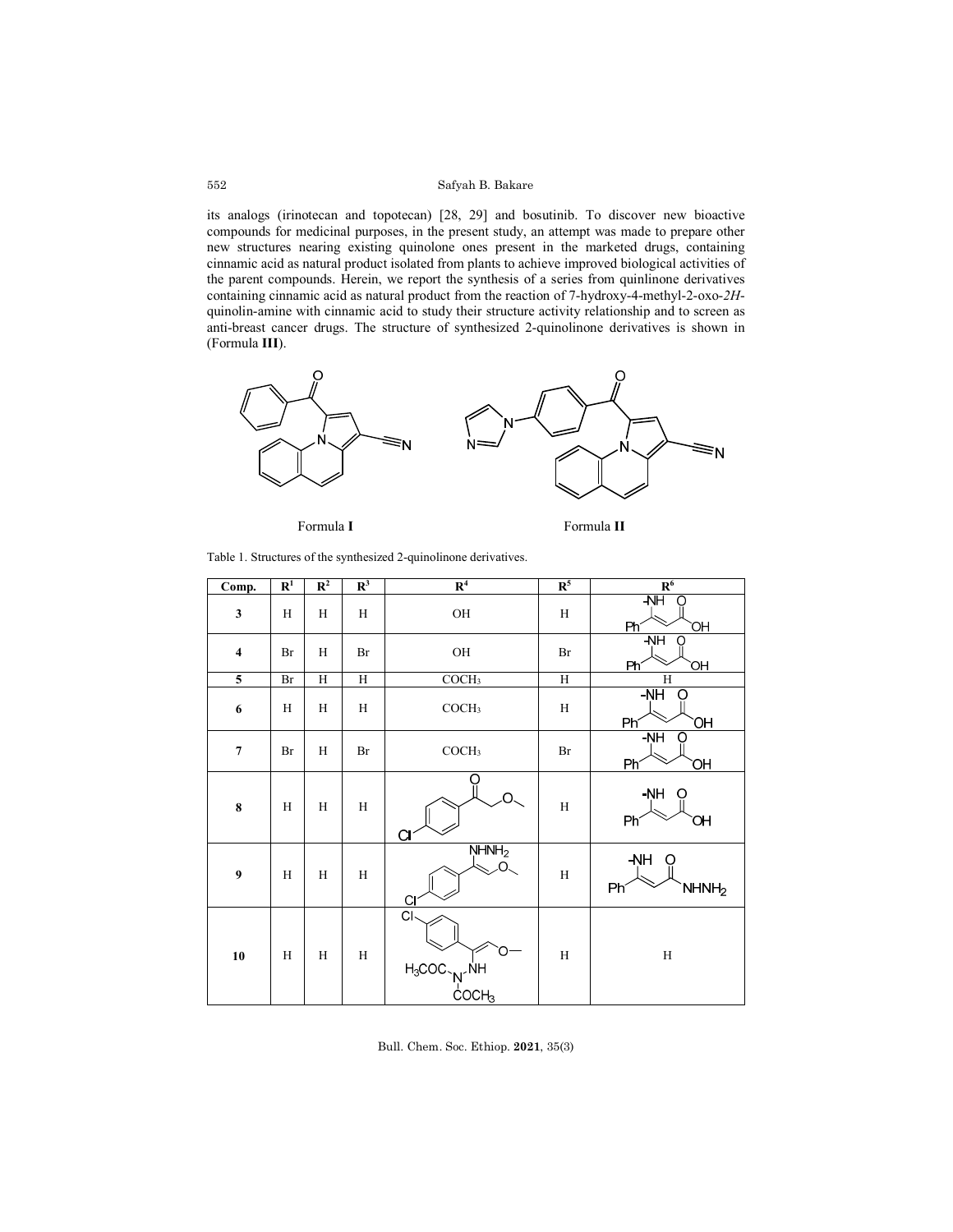its analogs (irinotecan and topotecan) [28, 29] and bosutinib. To discover new bioactive compounds for medicinal purposes, in the present study, an attempt was made to prepare other new structures nearing existing quinolone ones present in the marketed drugs, containing cinnamic acid as natural product isolated from plants to achieve improved biological activities of the parent compounds. Herein, we report the synthesis of a series from quinlinone derivatives containing cinnamic acid as natural product from the reaction of 7-hydroxy-4-methyl-2-oxo-*2H*-quinolin-amine with cinnamic acid to study their structure activity relationship and to screen as anti-breast cancer drugs. The structure of synthesized 2-quinolinone derivatives is shown in (Formula **III**).

Formula **I**

Formula **II**

Table 1. Structures of the synthesized 2-quinolinone derivatives.

| Comp. | $R^1$ | $R^2$ | $R^3$ | $R^4$ | $R^5$ | $R^6$ |
|---|---|---|---|---|---|---|
| **3** | H | H | H | OH | H | -NH–C(Ph)=CH–C(=O)OH |
| **4** | Br | H | Br | OH | Br | -NH–C(Ph)=CH–C(=O)OH |
| **5** | Br | H | H | $COCH_3$ | H | H |
| **6** | H | H | H | $COCH_3$ | H | -NH–C(Ph)=CH–C(=O)OH |
| **7** | Br | H | Br | $COCH_3$ | Br | -NH–C(Ph)=CH–C(=O)OH |
| **8** | H | H | H | 4-Cl-C$_6$H$_4$–C(=O)–CH$_2$–O– | H | -NH–C(Ph)=CH–C(=O)OH |
| **9** | H | H | H | 4-Cl-C$_6$H$_4$–C(NHNH$_2$)=CH–O– | H | -NH–C(Ph)=CH–C(=O)NHNH$_2$ |
| **10** | H | H | H | 4-Cl-C$_6$H$_4$–C(NH–N(COCH$_3$)COCH$_3$)=CH–O– | H | H |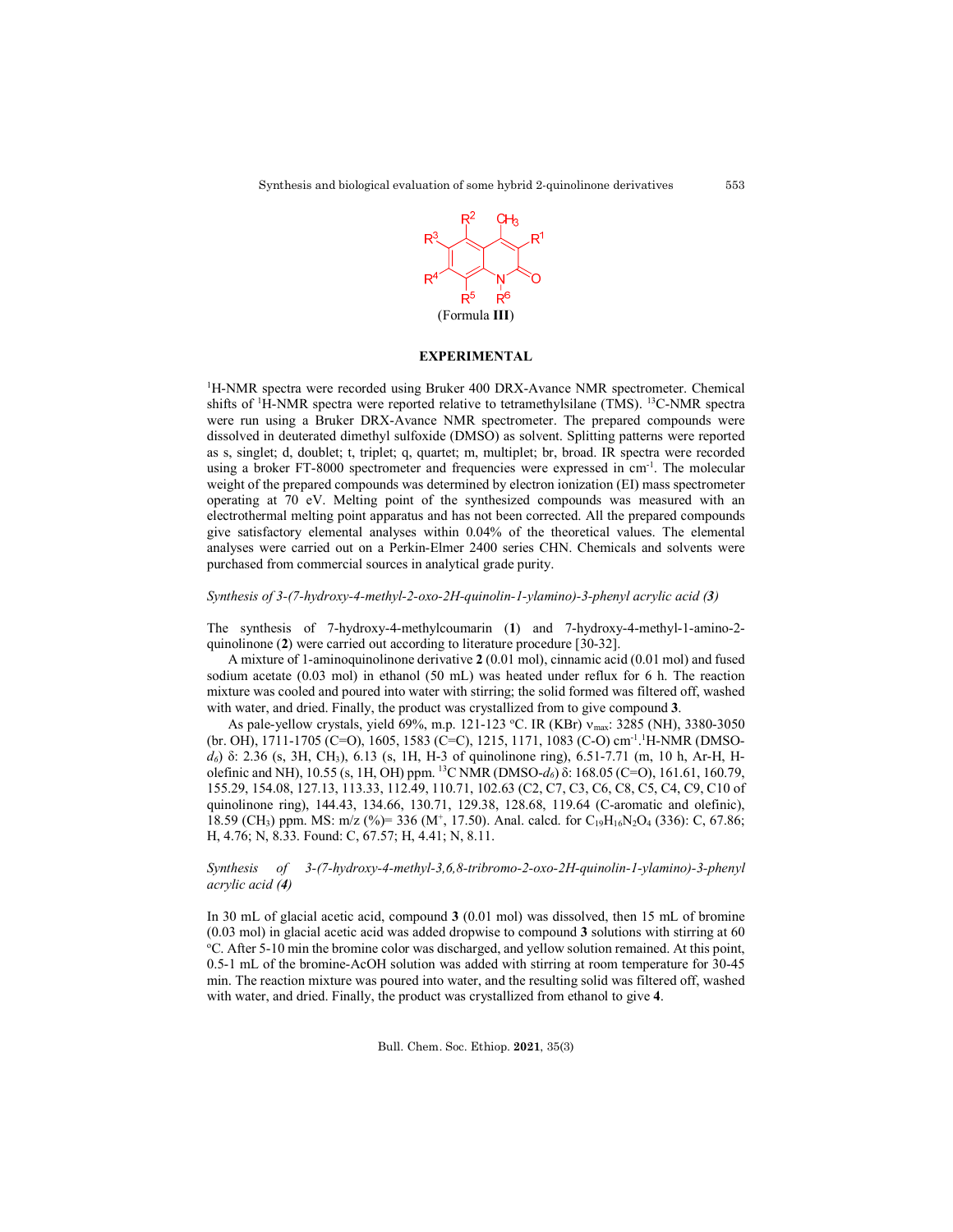(Formula **III**)

## EXPERIMENTAL

$^{1}$H-NMR spectra were recorded using Bruker 400 DRX-Avance NMR spectrometer. Chemical shifts of $^{1}$H-NMR spectra were reported relative to tetramethylsilane (TMS). $^{13}$C-NMR spectra were run using a Bruker DRX-Avance NMR spectrometer. The prepared compounds were dissolved in deuterated dimethyl sulfoxide (DMSO) as solvent. Splitting patterns were reported as s, singlet; d, doublet; t, triplet; q, quartet; m, multiplet; br, broad. IR spectra were recorded using a broker FT-8000 spectrometer and frequencies were expressed in cm$^{-1}$. The molecular weight of the prepared compounds was determined by electron ionization (EI) mass spectrometer operating at 70 eV. Melting point of the synthesized compounds was measured with an electrothermal melting point apparatus and has not been corrected. All the prepared compounds give satisfactory elemental analyses within 0.04% of the theoretical values. The elemental analyses were carried out on a Perkin-Elmer 2400 series CHN. Chemicals and solvents were purchased from commercial sources in analytical grade purity.

*Synthesis of 3-(7-hydroxy-4-methyl-2-oxo-2H-quinolin-1-ylamino)-3-phenyl acrylic acid (**3**)*

The synthesis of 7-hydroxy-4-methylcoumarin (**1**) and 7-hydroxy-4-methyl-1-amino-2-quinolinone (**2**) were carried out according to literature procedure [30-32].

A mixture of 1-aminoquinolinone derivative **2** (0.01 mol), cinnamic acid (0.01 mol) and fused sodium acetate (0.03 mol) in ethanol (50 mL) was heated under reflux for 6 h. The reaction mixture was cooled and poured into water with stirring; the solid formed was filtered off, washed with water, and dried. Finally, the product was crystallized from to give compound **3**.

As pale-yellow crystals, yield 69%, m.p. 121-123 °C. IR (KBr) $\nu_{max}$: 3285 (NH), 3380-3050 (br. OH), 1711-1705 (C=O), 1605, 1583 (C=C), 1215, 1171, 1083 (C-O) cm$^{-1}$. $^{1}$H-NMR (DMSO-$d_6$) δ: 2.36 (s, 3H, $CH_3$), 6.13 (s, 1H, H-3 of quinolinone ring), 6.51-7.71 (m, 10 h, Ar-H, H-olefinic and NH), 10.55 (s, 1H, OH) ppm. $^{13}$C NMR (DMSO-$d_6$) δ: 168.05 (C=O), 161.61, 160.79, 155.29, 154.08, 127.13, 113.33, 112.49, 110.71, 102.63 (C2, C7, C3, C6, C8, C5, C4, C9, C10 of quinolinone ring), 144.43, 134.66, 130.71, 129.38, 128.68, 119.64 (C-aromatic and olefinic), 18.59 ($CH_3$) ppm. MS: m/z (%)= 336 ($M^+$, 17.50). Anal. calcd. for $C_{19}H_{16}N_2O_4$ (336): C, 67.86; H, 4.76; N, 8.33. Found: C, 67.57; H, 4.41; N, 8.11.

*Synthesis of 3-(7-hydroxy-4-methyl-3,6,8-tribromo-2-oxo-2H-quinolin-1-ylamino)-3-phenyl acrylic acid (**4**)*

In 30 mL of glacial acetic acid, compound **3** (0.01 mol) was dissolved, then 15 mL of bromine (0.03 mol) in glacial acetic acid was added dropwise to compound **3** solutions with stirring at 60 °C. After 5-10 min the bromine color was discharged, and yellow solution remained. At this point, 0.5-1 mL of the bromine-AcOH solution was added with stirring at room temperature for 30-45 min. The reaction mixture was poured into water, and the resulting solid was filtered off, washed with water, and dried. Finally, the product was crystallized from ethanol to give **4**.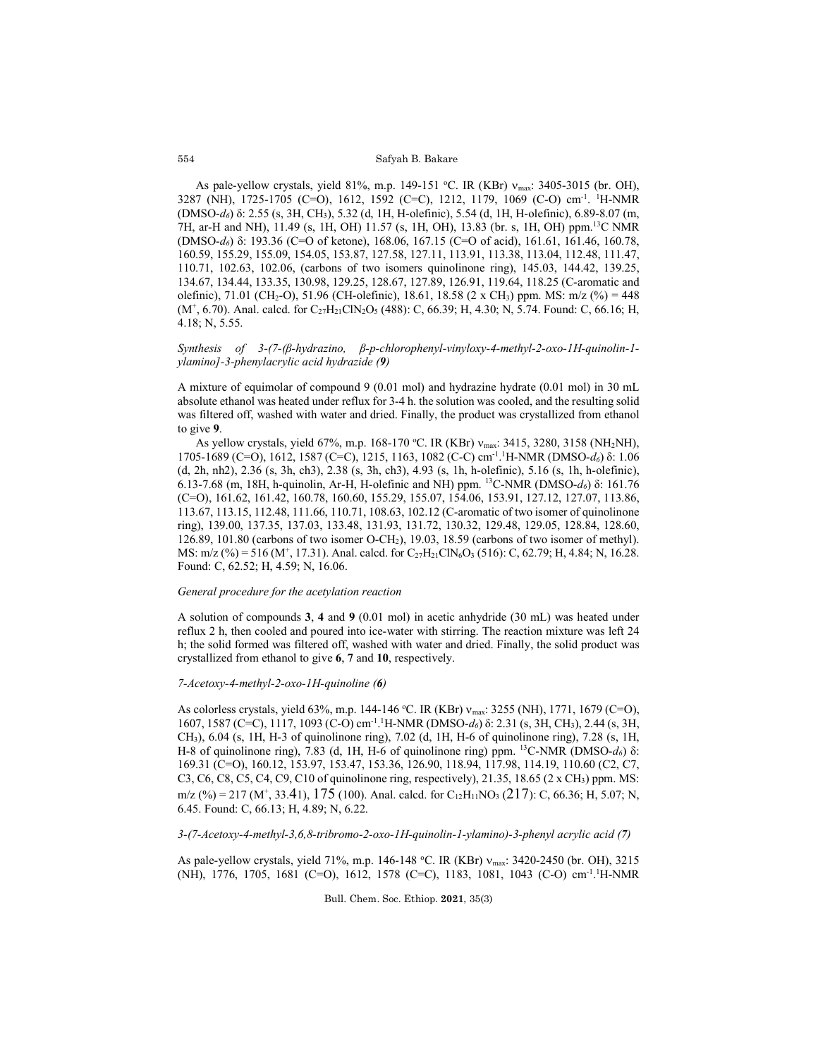As pale-yellow crystals, yield 81%, m.p. 149-151 °C. IR (KBr) $\nu_{max}$: 3405-3015 (br. OH), 3287 (NH), 1725-1705 (C=O), 1612, 1592 (C=C), 1212, 1179, 1069 (C-O) $cm^{-1}$. $^{1}H$-NMR (DMSO-$d_6$) δ: 2.55 (s, 3H, $CH_3$), 5.32 (d, 1H, H-olefinic), 5.54 (d, 1H, H-olefinic), 6.89-8.07 (m, 7H, ar-H and NH), 11.49 (s, 1H, OH) 11.57 (s, 1H, OH), 13.83 (br. s, 1H, OH) ppm.$^{13}C$ NMR (DMSO-$d_6$) δ: 193.36 (C=O of ketone), 168.06, 167.15 (C=O of acid), 161.61, 161.46, 160.78, 160.59, 155.29, 155.09, 154.05, 153.87, 127.58, 127.11, 113.91, 113.38, 113.04, 112.48, 111.47, 110.71, 102.63, 102.06, (carbons of two isomers quinolinone ring), 145.03, 144.42, 139.25, 134.67, 134.44, 133.35, 130.98, 129.25, 128.67, 127.89, 126.91, 119.64, 118.25 (C-aromatic and olefinic), 71.01 ($CH_2$-O), 51.96 (CH-olefinic), 18.61, 18.58 (2 x $CH_3$) ppm. MS: m/z (%) = 448 ($M^+$, 6.70). Anal. calcd. for $C_{27}H_{21}ClN_2O_5$ (488): C, 66.39; H, 4.30; N, 5.74. Found: C, 66.16; H, 4.18; N, 5.55.

*Synthesis of 3-(7-(β-hydrazino, β-p-chlorophenyl-vinyloxy-4-methyl-2-oxo-1H-quinolin-1-ylamino]-3-phenylacrylic acid hydrazide **(9)***

A mixture of equimolar of compound 9 (0.01 mol) and hydrazine hydrate (0.01 mol) in 30 mL absolute ethanol was heated under reflux for 3-4 h. the solution was cooled, and the resulting solid was filtered off, washed with water and dried. Finally, the product was crystallized from ethanol to give **9**.

As yellow crystals, yield 67%, m.p. 168-170 °C. IR (KBr) $\nu_{max}$: 3415, 3280, 3158 ($NH_2NH$), 1705-1689 (C=O), 1612, 1587 (C=C), 1215, 1163, 1082 (C-C) $cm^{-1}$.$^{1}H$-NMR (DMSO-$d_6$) δ: 1.06 (d, 2h, nh2), 2.36 (s, 3h, ch3), 2.38 (s, 3h, ch3), 4.93 (s, 1h, h-olefinic), 5.16 (s, 1h, h-olefinic), 6.13-7.68 (m, 18H, h-quinolin, Ar-H, H-olefinic and NH) ppm. $^{13}C$-NMR (DMSO-$d_6$) δ: 161.76 (C=O), 161.62, 161.42, 160.78, 160.60, 155.29, 155.07, 154.06, 153.91, 127.12, 127.07, 113.86, 113.67, 113.15, 112.48, 111.66, 110.71, 108.63, 102.12 (C-aromatic of two isomer of quinolinone ring), 139.00, 137.35, 137.03, 133.48, 131.93, 131.72, 130.32, 129.48, 129.05, 128.84, 128.60, 126.89, 101.80 (carbons of two isomer O-$CH_2$), 19.03, 18.59 (carbons of two isomer of methyl). MS: m/z (%) = 516 ($M^+$, 17.31). Anal. calcd. for $C_{27}H_{21}ClN_6O_3$ (516): C, 62.79; H, 4.84; N, 16.28. Found: C, 62.52; H, 4.59; N, 16.06.

*General procedure for the acetylation reaction*

A solution of compounds **3**, **4** and **9** (0.01 mol) in acetic anhydride (30 mL) was heated under reflux 2 h, then cooled and poured into ice-water with stirring. The reaction mixture was left 24 h; the solid formed was filtered off, washed with water and dried. Finally, the solid product was crystallized from ethanol to give **6**, **7** and **10**, respectively.

*7-Acetoxy-4-methyl-2-oxo-1H-quinoline **(6)***

As colorless crystals, yield 63%, m.p. 144-146 °C. IR (KBr) $\nu_{max}$: 3255 (NH), 1771, 1679 (C=O), 1607, 1587 (C=C), 1117, 1093 (C-O) $cm^{-1}$.$^{1}H$-NMR (DMSO-$d_6$) δ: 2.31 (s, 3H, $CH_3$), 2.44 (s, 3H, $CH_3$), 6.04 (s, 1H, H-3 of quinolinone ring), 7.02 (d, 1H, H-6 of quinolinone ring), 7.28 (s, 1H, H-8 of quinolinone ring), 7.83 (d, 1H, H-6 of quinolinone ring) ppm. $^{13}C$-NMR (DMSO-$d_6$) δ: 169.31 (C=O), 160.12, 153.97, 153.47, 153.36, 126.90, 118.94, 117.98, 114.19, 110.60 (C2, C7, C3, C6, C8, C5, C4, C9, C10 of quinolinone ring, respectively), 21.35, 18.65 (2 x $CH_3$) ppm. MS: m/z (%) = 217 ($M^+$, 33.41), 175 (100). Anal. calcd. for $C_{12}H_{11}NO_3$ (217): C, 66.36; H, 5.07; N, 6.45. Found: C, 66.13; H, 4.89; N, 6.22.

*3-(7-Acetoxy-4-methyl-3,6,8-tribromo-2-oxo-1H-quinolin-1-ylamino)-3-phenyl acrylic acid **(7)***

As pale-yellow crystals, yield 71%, m.p. 146-148 °C. IR (KBr) $\nu_{max}$: 3420-2450 (br. OH), 3215 (NH), 1776, 1705, 1681 (C=O), 1612, 1578 (C=C), 1183, 1081, 1043 (C-O) $cm^{-1}$.$^{1}H$-NMR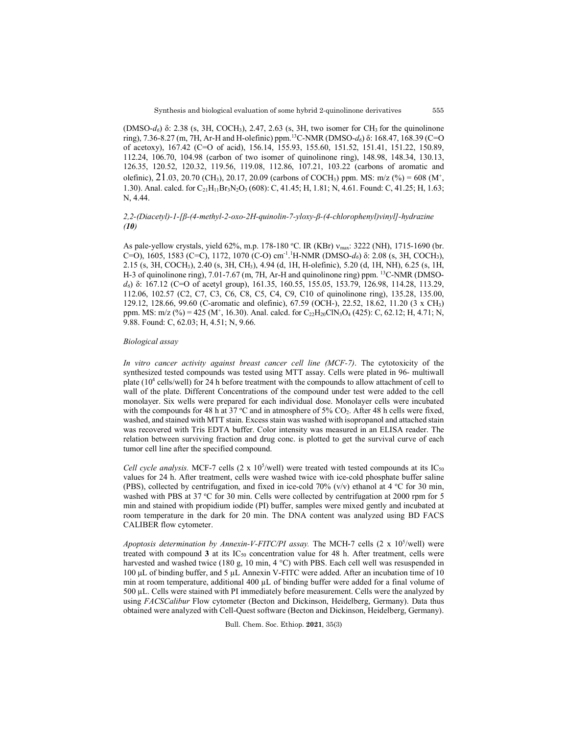(DMSO-$d_6$) δ: 2.38 (s, 3H, $COCH_3$), 2.47, 2.63 (s, 3H, two isomer for $CH_3$ for the quinolinone ring), 7.36-8.27 (m, 7H, Ar-H and H-olefinic) ppm.[13]C-NMR (DMSO-$d_6$) δ: 168.47, 168.39 (C=O of acetoxy), 167.42 (C=O of acid), 156.14, 155.93, 155.60, 151.52, 151.41, 151.22, 150.89, 112.24, 106.70, 104.98 (carbon of two isomer of quinolinone ring), 148.98, 148.34, 130.13, 126.35, 120.52, 120.32, 119.56, 119.08, 112.86, 107.21, 103.22 (carbons of aromatic and olefinic), 21.03, 20.70 ($CH_3$), 20.17, 20.09 (carbons of $COCH_3$) ppm. MS: m/z (%) = 608 ($M^+$, 1.30). Anal. calcd. for $C_{21}H_{11}Br_3N_2O_3$ (608): C, 41.45; H, 1.81; N, 4.61. Found: C, 41.25; H, 1.63; N, 4.44.

*2,2-(Diacetyl)-1-[β-(4-methyl-2-oxo-2H-quinolin-7-yloxy-β-(4-chlorophenyl)vinyl]-hydrazine **(10)***

As pale-yellow crystals, yield 62%, m.p. 178-180 °C. IR (KBr) $\nu_{max}$: 3222 (NH), 1715-1690 (br. C=O), 1605, 1583 (C=C), 1172, 1070 (C-O) $cm^{-1}$.[1]H-NMR (DMSO-$d_6$) δ: 2.08 (s, 3H, $COCH_3$), 2.15 (s, 3H, $COCH_3$), 2.40 (s, 3H, $CH_3$), 4.94 (d, 1H, H-olefinic), 5.20 (d, 1H, NH), 6.25 (s, 1H, H-3 of quinolinone ring), 7.01-7.67 (m, 7H, Ar-H and quinolinone ring) ppm. [13]C-NMR (DMSO-$d_6$) δ: 167.12 (C=O of acetyl group), 161.35, 160.55, 155.05, 153.79, 126.98, 114.28, 113.29, 112.06, 102.57 (C2, C7, C3, C6, C8, C5, C4, C9, C10 of quinolinone ring), 135.28, 135.00, 129.12, 128.66, 99.60 (C-aromatic and olefinic), 67.59 (OCH-), 22.52, 18.62, 11.20 (3 x $CH_3$) ppm. MS: m/z (%) = 425 ($M^+$, 16.30). Anal. calcd. for $C_{22}H_{20}ClN_3O_4$ (425): C, 62.12; H, 4.71; N, 9.88. Found: C, 62.03; H, 4.51; N, 9.66.

*Biological assay*

*In vitro cancer activity against breast cancer cell line (MCF-7)*. The cytotoxicity of the synthesized tested compounds was tested using MTT assay. Cells were plated in 96- multiwall plate ($10^4$ cells/well) for 24 h before treatment with the compounds to allow attachment of cell to wall of the plate. Different Concentrations of the compound under test were added to the cell monolayer. Six wells were prepared for each individual dose. Monolayer cells were incubated with the compounds for 48 h at 37 °C and in atmosphere of 5% $CO_2$. After 48 h cells were fixed, washed, and stained with MTT stain. Excess stain was washed with isopropanol and attached stain was recovered with Tris EDTA buffer. Color intensity was measured in an ELISA reader. The relation between surviving fraction and drug conc. is plotted to get the survival curve of each tumor cell line after the specified compound.

*Cell cycle analysis.* MCF-7 cells (2 x $10^5$/well) were treated with tested compounds at its $IC_{50}$ values for 24 h. After treatment, cells were washed twice with ice-cold phosphate buffer saline (PBS), collected by centrifugation, and fixed in ice-cold 70% (v/v) ethanol at 4 °C for 30 min, washed with PBS at 37 °C for 30 min. Cells were collected by centrifugation at 2000 rpm for 5 min and stained with propidium iodide (PI) buffer, samples were mixed gently and incubated at room temperature in the dark for 20 min. The DNA content was analyzed using BD FACS CALIBER flow cytometer.

*Apoptosis determination by Annexin-V-FITC/PI assay.* The MCH-7 cells (2 x $10^5$/well) were treated with compound **3** at its $IC_{50}$ concentration value for 48 h. After treatment, cells were harvested and washed twice (180 g, 10 min, 4 °C) with PBS. Each cell well was resuspended in 100 μL of binding buffer, and 5 μL Annexin V-FITC were added. After an incubation time of 10 min at room temperature, additional 400 μL of binding buffer were added for a final volume of 500 μL. Cells were stained with PI immediately before measurement. Cells were the analyzed by using *FACSCalibur* Flow cytometer (Becton and Dickinson, Heidelberg, Germany). Data thus obtained were analyzed with Cell-Quest software (Becton and Dickinson, Heidelberg, Germany).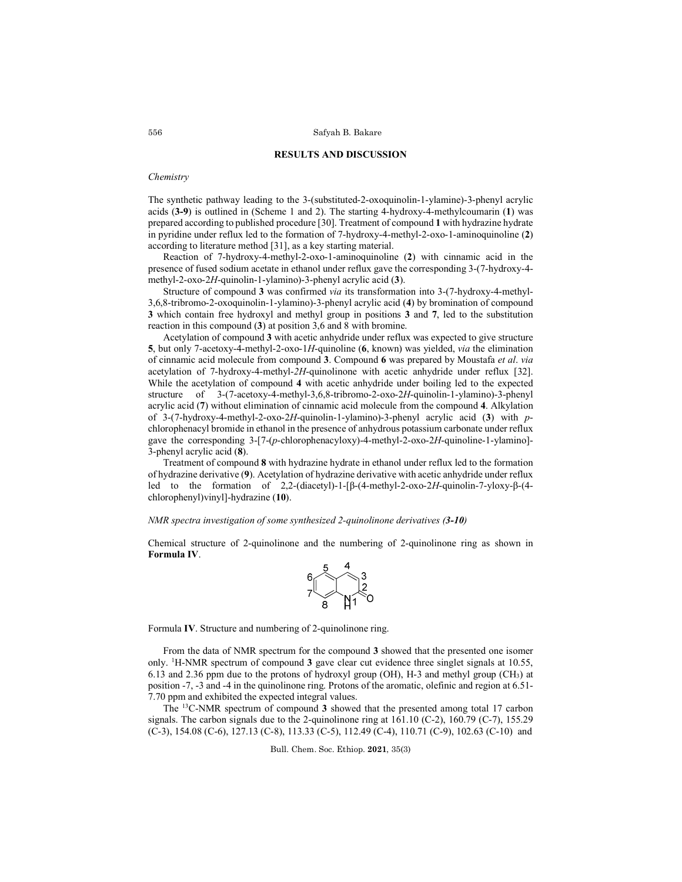## RESULTS AND DISCUSSION

### *Chemistry*

The synthetic pathway leading to the 3-(substituted-2-oxoquinolin-1-ylamine)-3-phenyl acrylic acids (**3-9**) is outlined in (Scheme 1 and 2). The starting 4-hydroxy-4-methylcoumarin (**1**) was prepared according to published procedure [30]. Treatment of compound **1** with hydrazine hydrate in pyridine under reflux led to the formation of 7-hydroxy-4-methyl-2-oxo-1-aminoquinoline (**2**) according to literature method [31], as a key starting material.

Reaction of 7-hydroxy-4-methyl-2-oxo-1-aminoquinoline (**2**) with cinnamic acid in the presence of fused sodium acetate in ethanol under reflux gave the corresponding 3-(7-hydroxy-4-methyl-2-oxo-2*H*-quinolin-1-ylamino)-3-phenyl acrylic acid (**3**).

Structure of compound **3** was confirmed *via* its transformation into 3-(7-hydroxy-4-methyl-3,6,8-tribromo-2-oxoquinolin-1-ylamino)-3-phenyl acrylic acid (**4**) by bromination of compound **3** which contain free hydroxyl and methyl group in positions **3** and **7**, led to the substitution reaction in this compound (**3**) at position 3,6 and 8 with bromine.

Acetylation of compound **3** with acetic anhydride under reflux was expected to give structure **5**, but only 7-acetoxy-4-methyl-2-oxo-1*H*-quinoline (**6**, known) was yielded, *via* the elimination of cinnamic acid molecule from compound **3**. Compound **6** was prepared by Moustafa *et al*. *via* acetylation of 7-hydroxy-4-methyl-*2H*-quinolinone with acetic anhydride under reflux [32]. While the acetylation of compound **4** with acetic anhydride under boiling led to the expected structure of 3-(7-acetoxy-4-methyl-3,6,8-tribromo-2-oxo-2*H*-quinolin-1-ylamino)-3-phenyl acrylic acid (**7**) without elimination of cinnamic acid molecule from the compound **4**. Alkylation of 3-(7-hydroxy-4-methyl-2-oxo-2*H*-quinolin-1-ylamino)-3-phenyl acrylic acid (**3**) with *p*-chlorophenacyl bromide in ethanol in the presence of anhydrous potassium carbonate under reflux gave the corresponding 3-[7-(*p*-chlorophenacyloxy)-4-methyl-2-oxo-2*H*-quinoline-1-ylamino]-3-phenyl acrylic acid (**8**).

Treatment of compound **8** with hydrazine hydrate in ethanol under reflux led to the formation of hydrazine derivative (**9**). Acetylation of hydrazine derivative with acetic anhydride under reflux led to the formation of 2,2-(diacetyl)-1-[β-(4-methyl-2-oxo-2*H*-quinolin-7-yloxy-β-(4-chlorophenyl)vinyl]-hydrazine (**10**).

### *NMR spectra investigation of some synthesized 2-quinolinone derivatives (3-10)*

Chemical structure of 2-quinolinone and the numbering of 2-quinolinone ring as shown in **Formula IV**.

Formula **IV**. Structure and numbering of 2-quinolinone ring.

From the data of NMR spectrum for the compound **3** showed that the presented one isomer only. $^{1}$H-NMR spectrum of compound **3** gave clear cut evidence three singlet signals at 10.55, 6.13 and 2.36 ppm due to the protons of hydroxyl group (OH), H-3 and methyl group ($CH_3$) at position -7, -3 and -4 in the quinolinone ring. Protons of the aromatic, olefinic and region at 6.51-7.70 ppm and exhibited the expected integral values.

The $^{13}$C-NMR spectrum of compound **3** showed that the presented among total 17 carbon signals. The carbon signals due to the 2-quinolinone ring at 161.10 (C-2), 160.79 (C-7), 155.29 (C-3), 154.08 (C-6), 127.13 (C-8), 113.33 (C-5), 112.49 (C-4), 110.71 (C-9), 102.63 (C-10) and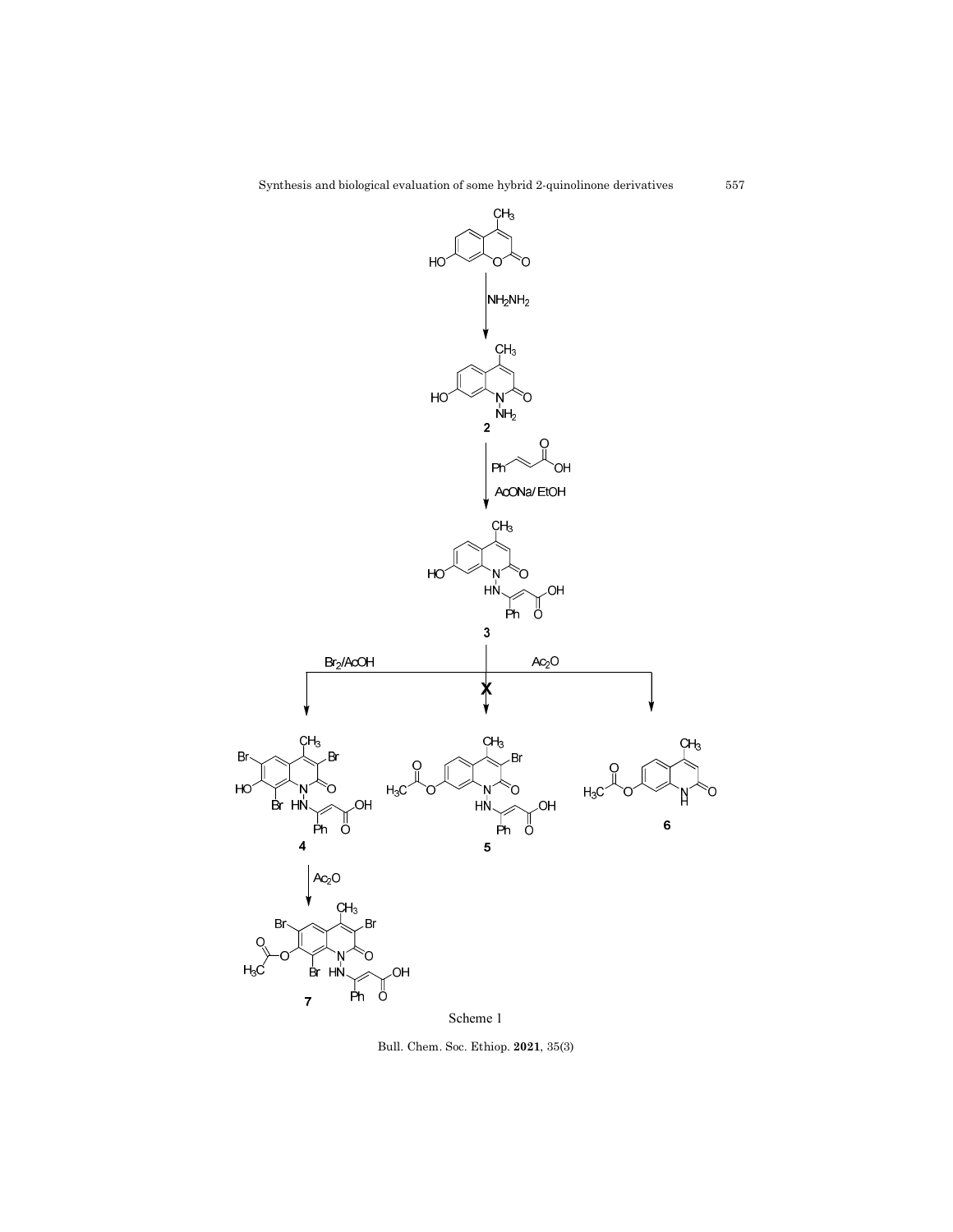Scheme 1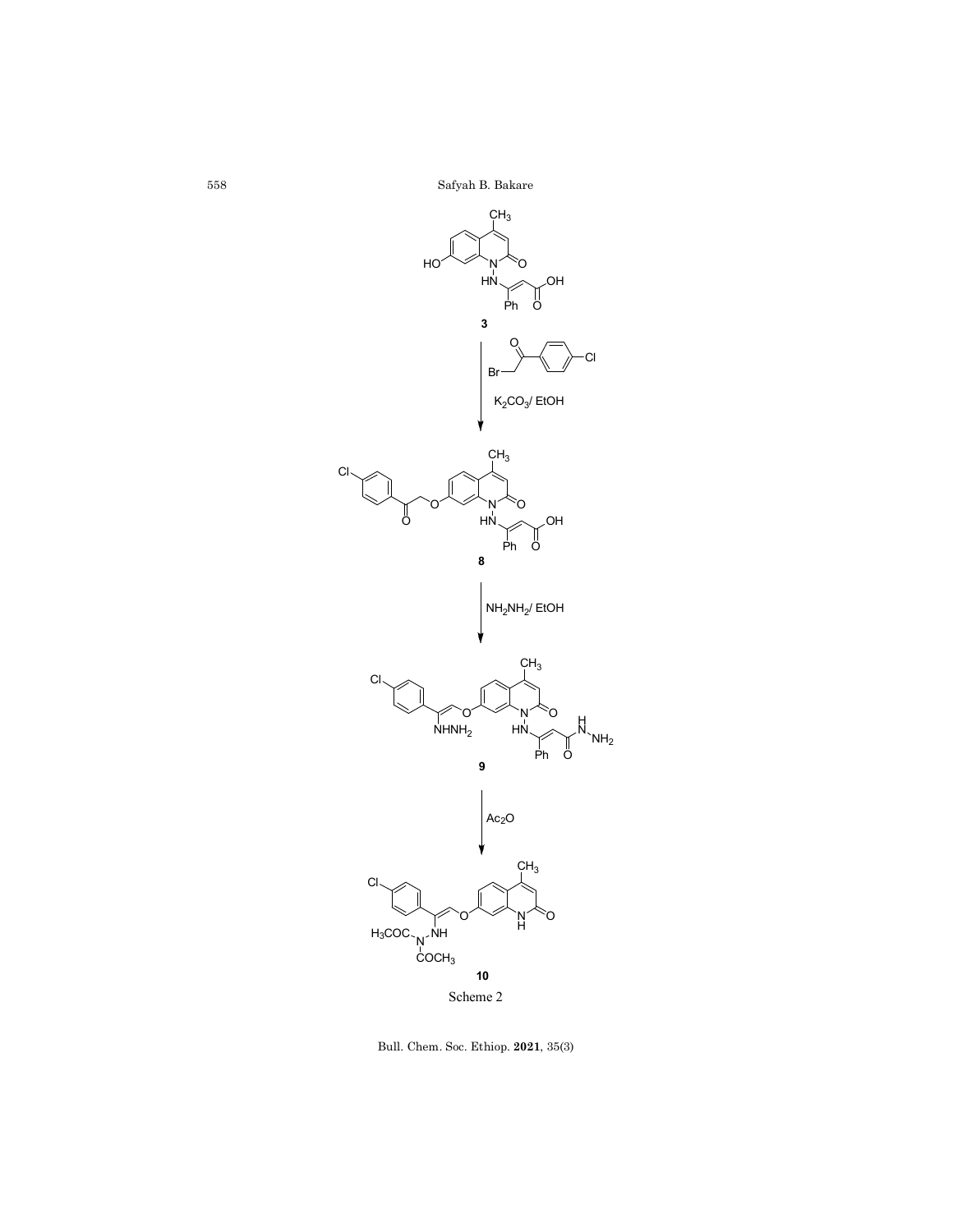Scheme 2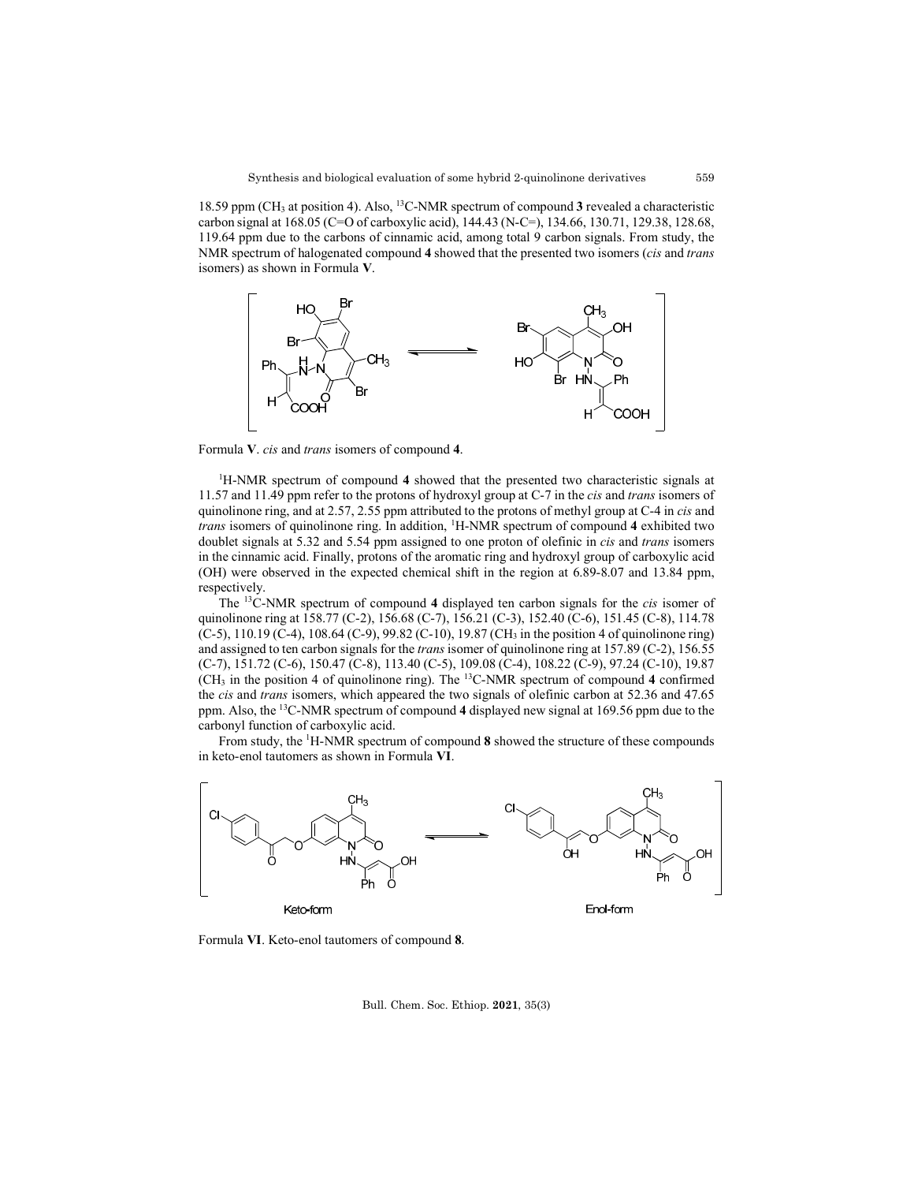18.59 ppm ($CH_3$ at position 4). Also, $^{13}$C-NMR spectrum of compound **3** revealed a characteristic carbon signal at 168.05 (C=O of carboxylic acid), 144.43 (N-C=), 134.66, 130.71, 129.38, 128.68, 119.64 ppm due to the carbons of cinnamic acid, among total 9 carbon signals. From study, the NMR spectrum of halogenated compound **4** showed that the presented two isomers (*cis* and *trans* isomers) as shown in Formula **V**.

Formula **V**. *cis* and *trans* isomers of compound **4**.

$^{1}$H-NMR spectrum of compound **4** showed that the presented two characteristic signals at 11.57 and 11.49 ppm refer to the protons of hydroxyl group at C-7 in the *cis* and *trans* isomers of quinolinone ring, and at 2.57, 2.55 ppm attributed to the protons of methyl group at C-4 in *cis* and *trans* isomers of quinolinone ring. In addition, $^{1}$H-NMR spectrum of compound **4** exhibited two doublet signals at 5.32 and 5.54 ppm assigned to one proton of olefinic in *cis* and *trans* isomers in the cinnamic acid. Finally, protons of the aromatic ring and hydroxyl group of carboxylic acid (OH) were observed in the expected chemical shift in the region at 6.89-8.07 and 13.84 ppm, respectively.

The $^{13}$C-NMR spectrum of compound **4** displayed ten carbon signals for the *cis* isomer of quinolinone ring at 158.77 (C-2), 156.68 (C-7), 156.21 (C-3), 152.40 (C-6), 151.45 (C-8), 114.78 (C-5), 110.19 (C-4), 108.64 (C-9), 99.82 (C-10), 19.87 ($CH_3$ in the position 4 of quinolinone ring) and assigned to ten carbon signals for the *trans* isomer of quinolinone ring at 157.89 (C-2), 156.55 (C-7), 151.72 (C-6), 150.47 (C-8), 113.40 (C-5), 109.08 (C-4), 108.22 (C-9), 97.24 (C-10), 19.87 ($CH_3$ in the position 4 of quinolinone ring). The $^{13}$C-NMR spectrum of compound **4** confirmed the *cis* and *trans* isomers, which appeared the two signals of olefinic carbon at 52.36 and 47.65 ppm. Also, the $^{13}$C-NMR spectrum of compound **4** displayed new signal at 169.56 ppm due to the carbonyl function of carboxylic acid.

From study, the $^{1}$H-NMR spectrum of compound **8** showed the structure of these compounds in keto-enol tautomers as shown in Formula **VI**.

Keto-form Enol-form

Formula **VI**. Keto-enol tautomers of compound **8**.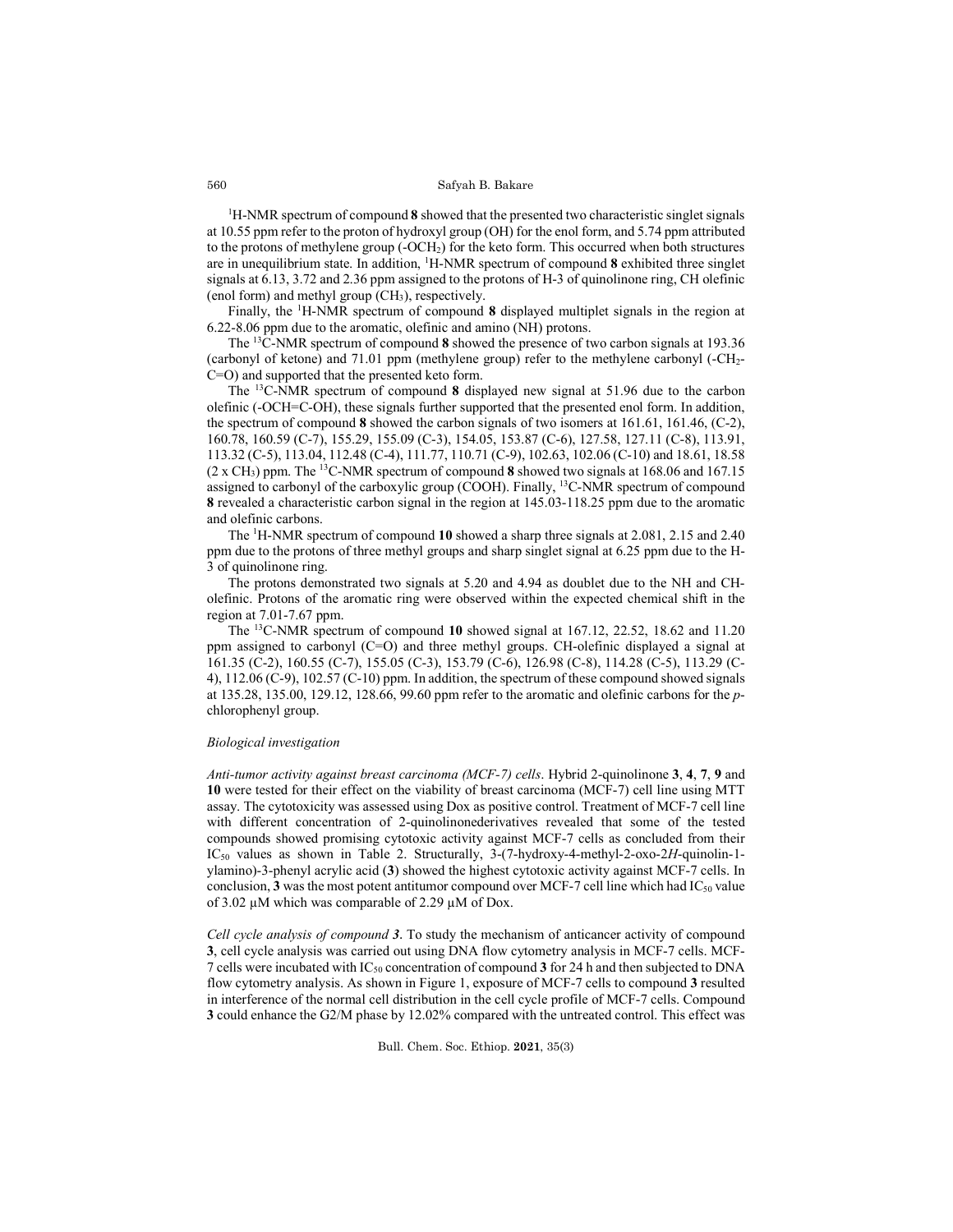$^1$H-NMR spectrum of compound **8** showed that the presented two characteristic singlet signals at 10.55 ppm refer to the proton of hydroxyl group (OH) for the enol form, and 5.74 ppm attributed to the protons of methylene group ($-OCH_2$) for the keto form. This occurred when both structures are in unequilibrium state. In addition, $^1$H-NMR spectrum of compound **8** exhibited three singlet signals at 6.13, 3.72 and 2.36 ppm assigned to the protons of H-3 of quinolinone ring, CH olefinic (enol form) and methyl group ($CH_3$), respectively.

Finally, the $^1$H-NMR spectrum of compound **8** displayed multiplet signals in the region at 6.22-8.06 ppm due to the aromatic, olefinic and amino (NH) protons.

The $^{13}$C-NMR spectrum of compound **8** showed the presence of two carbon signals at 193.36 (carbonyl of ketone) and 71.01 ppm (methylene group) refer to the methylene carbonyl ($-CH_2-C=O$) and supported that the presented keto form.

The $^{13}$C-NMR spectrum of compound **8** displayed new signal at 51.96 due to the carbon olefinic (-OCH=C-OH), these signals further supported that the presented enol form. In addition, the spectrum of compound **8** showed the carbon signals of two isomers at 161.61, 161.46, (C-2), 160.78, 160.59 (C-7), 155.29, 155.09 (C-3), 154.05, 153.87 (C-6), 127.58, 127.11 (C-8), 113.91, 113.32 (C-5), 113.04, 112.48 (C-4), 111.77, 110.71 (C-9), 102.63, 102.06 (C-10) and 18.61, 18.58 (2 x $CH_3$) ppm. The $^{13}$C-NMR spectrum of compound **8** showed two signals at 168.06 and 167.15 assigned to carbonyl of the carboxylic group (COOH). Finally, $^{13}$C-NMR spectrum of compound **8** revealed a characteristic carbon signal in the region at 145.03-118.25 ppm due to the aromatic and olefinic carbons.

The $^1$H-NMR spectrum of compound **10** showed a sharp three signals at 2.081, 2.15 and 2.40 ppm due to the protons of three methyl groups and sharp singlet signal at 6.25 ppm due to the H-3 of quinolinone ring.

The protons demonstrated two signals at 5.20 and 4.94 as doublet due to the NH and CH-olefinic. Protons of the aromatic ring were observed within the expected chemical shift in the region at 7.01-7.67 ppm.

The $^{13}$C-NMR spectrum of compound **10** showed signal at 167.12, 22.52, 18.62 and 11.20 ppm assigned to carbonyl (C=O) and three methyl groups. CH-olefinic displayed a signal at 161.35 (C-2), 160.55 (C-7), 155.05 (C-3), 153.79 (C-6), 126.98 (C-8), 114.28 (C-5), 113.29 (C-4), 112.06 (C-9), 102.57 (C-10) ppm. In addition, the spectrum of these compound showed signals at 135.28, 135.00, 129.12, 128.66, 99.60 ppm refer to the aromatic and olefinic carbons for the *p*-chlorophenyl group.

*Biological investigation*

*Anti-tumor activity against breast carcinoma (MCF-7) cells*. Hybrid 2-quinolinone **3**, **4**, **7**, **9** and **10** were tested for their effect on the viability of breast carcinoma (MCF-7) cell line using MTT assay. The cytotoxicity was assessed using Dox as positive control. Treatment of MCF-7 cell line with different concentration of 2-quinolinonederivatives revealed that some of the tested compounds showed promising cytotoxic activity against MCF-7 cells as concluded from their $IC_{50}$ values as shown in Table 2. Structurally, 3-(7-hydroxy-4-methyl-2-oxo-2*H*-quinolin-1-ylamino)-3-phenyl acrylic acid (**3**) showed the highest cytotoxic activity against MCF-7 cells. In conclusion, **3** was the most potent antitumor compound over MCF-7 cell line which had $IC_{50}$ value of 3.02 μM which was comparable of 2.29 μM of Dox.

*Cell cycle analysis of compound 3*. To study the mechanism of anticancer activity of compound **3**, cell cycle analysis was carried out using DNA flow cytometry analysis in MCF-7 cells. MCF-7 cells were incubated with $IC_{50}$ concentration of compound **3** for 24 h and then subjected to DNA flow cytometry analysis. As shown in Figure 1, exposure of MCF-7 cells to compound **3** resulted in interference of the normal cell distribution in the cell cycle profile of MCF-7 cells. Compound **3** could enhance the G2/M phase by 12.02% compared with the untreated control. This effect was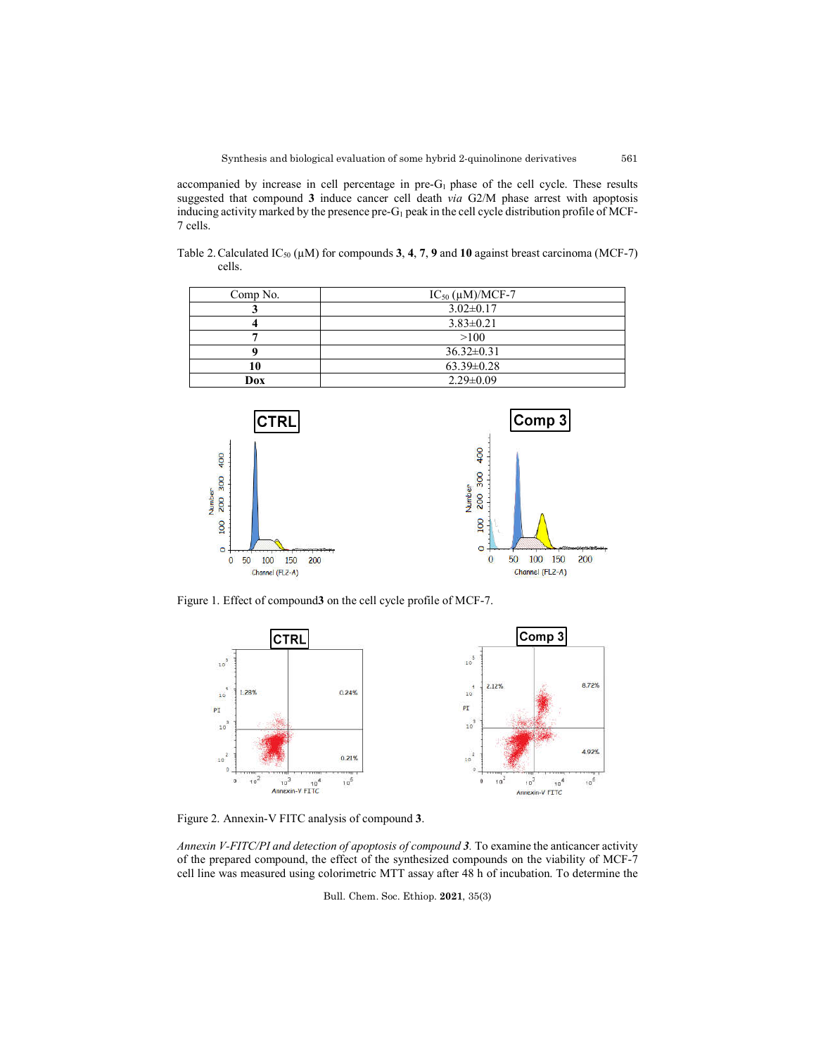accompanied by increase in cell percentage in pre-$G_1$ phase of the cell cycle. These results suggested that compound **3** induce cancer cell death *via* G2/M phase arrest with apoptosis inducing activity marked by the presence pre-$G_1$ peak in the cell cycle distribution profile of MCF-7 cells.

Table 2. Calculated $IC_{50}$ (μM) for compounds **3**, **4**, **7**, **9** and **10** against breast carcinoma (MCF-7) cells.

| Comp No. | $IC_{50}$ (μM)/MCF-7 |
|---|---|
| **3** | 3.02±0.17 |
| **4** | 3.83±0.21 |
| **7** | >100 |
| **9** | 36.32±0.31 |
| **10** | 63.39±0.28 |
| **Dox** | 2.29±0.09 |

Figure 1. Effect of compound**3** on the cell cycle profile of MCF-7.

Figure 2. Annexin-V FITC analysis of compound **3**.

*Annexin V-FITC/PI and detection of apoptosis of compound 3.* To examine the anticancer activity of the prepared compound, the effect of the synthesized compounds on the viability of MCF-7 cell line was measured using colorimetric MTT assay after 48 h of incubation. To determine the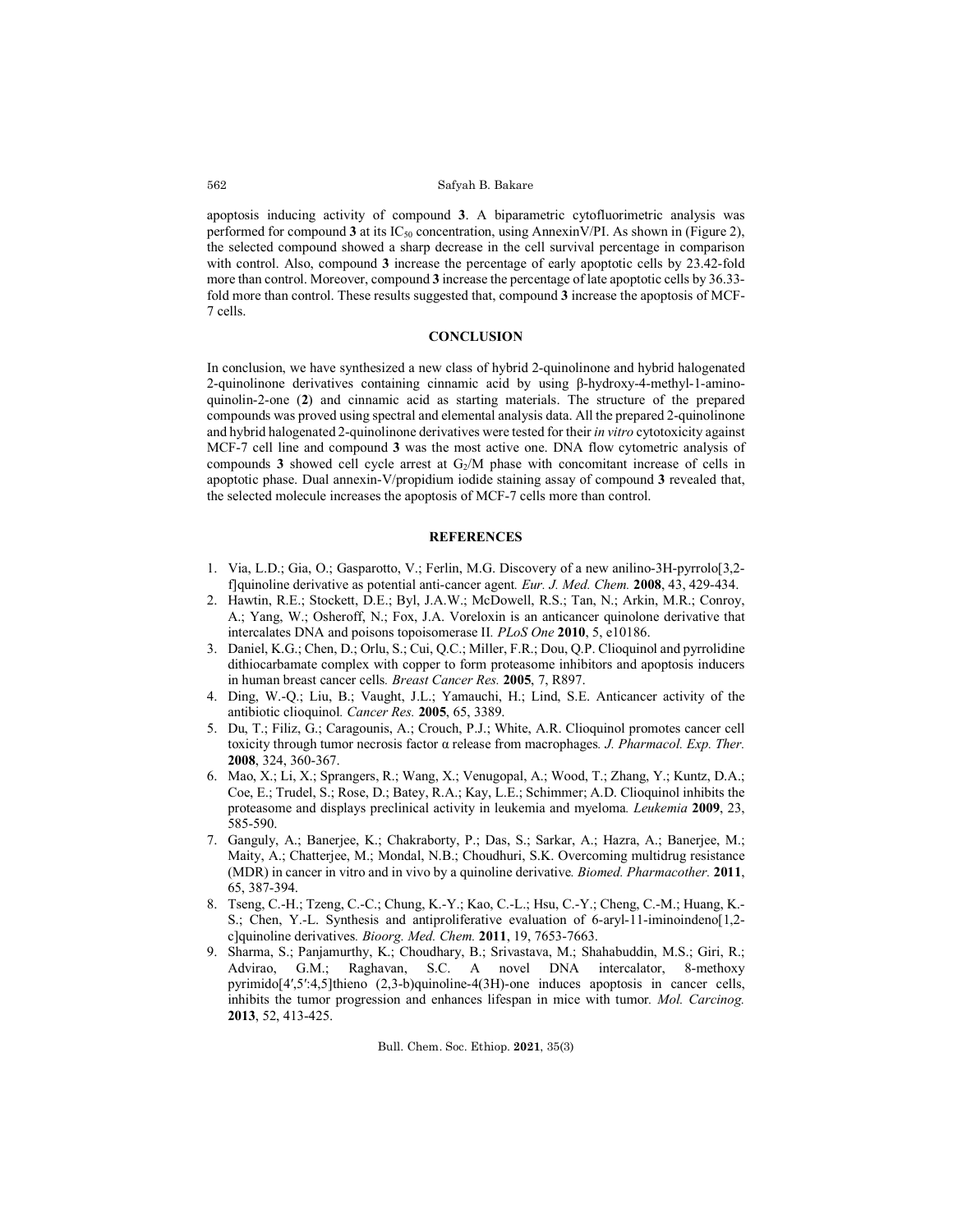apoptosis inducing activity of compound **3**. A biparametric cytofluorimetric analysis was performed for compound **3** at its $IC_{50}$ concentration, using AnnexinV/PI. As shown in (Figure 2), the selected compound showed a sharp decrease in the cell survival percentage in comparison with control. Also, compound **3** increase the percentage of early apoptotic cells by 23.42-fold more than control. Moreover, compound **3** increase the percentage of late apoptotic cells by 36.33-fold more than control. These results suggested that, compound **3** increase the apoptosis of MCF-7 cells.

## CONCLUSION

In conclusion, we have synthesized a new class of hybrid 2-quinolinone and hybrid halogenated 2-quinolinone derivatives containing cinnamic acid by using β-hydroxy-4-methyl-1-amino-quinolin-2-one (**2**) and cinnamic acid as starting materials. The structure of the prepared compounds was proved using spectral and elemental analysis data. All the prepared 2-quinolinone and hybrid halogenated 2-quinolinone derivatives were tested for their *in vitro* cytotoxicity against MCF-7 cell line and compound **3** was the most active one. DNA flow cytometric analysis of compounds **3** showed cell cycle arrest at $G_2$/M phase with concomitant increase of cells in apoptotic phase. Dual annexin-V/propidium iodide staining assay of compound **3** revealed that, the selected molecule increases the apoptosis of MCF-7 cells more than control.

## REFERENCES

1. Via, L.D.; Gia, O.; Gasparotto, V.; Ferlin, M.G. Discovery of a new anilino-3H-pyrrolo[3,2-f]quinoline derivative as potential anti-cancer agent. *Eur. J. Med. Chem.* **2008**, 43, 429-434.
2. Hawtin, R.E.; Stockett, D.E.; Byl, J.A.W.; McDowell, R.S.; Tan, N.; Arkin, M.R.; Conroy, A.; Yang, W.; Osheroff, N.; Fox, J.A. Voreloxin is an anticancer quinolone derivative that intercalates DNA and poisons topoisomerase II. *PLoS One* **2010**, 5, e10186.
3. Daniel, K.G.; Chen, D.; Orlu, S.; Cui, Q.C.; Miller, F.R.; Dou, Q.P. Clioquinol and pyrrolidine dithiocarbamate complex with copper to form proteasome inhibitors and apoptosis inducers in human breast cancer cells. *Breast Cancer Res.* **2005**, 7, R897.
4. Ding, W.-Q.; Liu, B.; Vaught, J.L.; Yamauchi, H.; Lind, S.E. Anticancer activity of the antibiotic clioquinol. *Cancer Res.* **2005**, 65, 3389.
5. Du, T.; Filiz, G.; Caragounis, A.; Crouch, P.J.; White, A.R. Clioquinol promotes cancer cell toxicity through tumor necrosis factor α release from macrophages. *J. Pharmacol. Exp. Ther.* **2008**, 324, 360-367.
6. Mao, X.; Li, X.; Sprangers, R.; Wang, X.; Venugopal, A.; Wood, T.; Zhang, Y.; Kuntz, D.A.; Coe, E.; Trudel, S.; Rose, D.; Batey, R.A.; Kay, L.E.; Schimmer; A.D. Clioquinol inhibits the proteasome and displays preclinical activity in leukemia and myeloma. *Leukemia* **2009**, 23, 585-590.
7. Ganguly, A.; Banerjee, K.; Chakraborty, P.; Das, S.; Sarkar, A.; Hazra, A.; Banerjee, M.; Maity, A.; Chatterjee, M.; Mondal, N.B.; Choudhuri, S.K. Overcoming multidrug resistance (MDR) in cancer in vitro and in vivo by a quinoline derivative. *Biomed. Pharmacother.* **2011**, 65, 387-394.
8. Tseng, C.-H.; Tzeng, C.-C.; Chung, K.-Y.; Kao, C.-L.; Hsu, C.-Y.; Cheng, C.-M.; Huang, K.-S.; Chen, Y.-L. Synthesis and antiproliferative evaluation of 6-aryl-11-iminoindeno[1,2-c]quinoline derivatives. *Bioorg. Med. Chem.* **2011**, 19, 7653-7663.
9. Sharma, S.; Panjamurthy, K.; Choudhary, B.; Srivastava, M.; Shahabuddin, M.S.; Giri, R.; Advirao, G.M.; Raghavan, S.C. A novel DNA intercalator, 8-methoxy pyrimido[4′,5′:4,5]thieno (2,3-b)quinoline-4(3H)-one induces apoptosis in cancer cells, inhibits the tumor progression and enhances lifespan in mice with tumor. *Mol. Carcinog.* **2013**, 52, 413-425.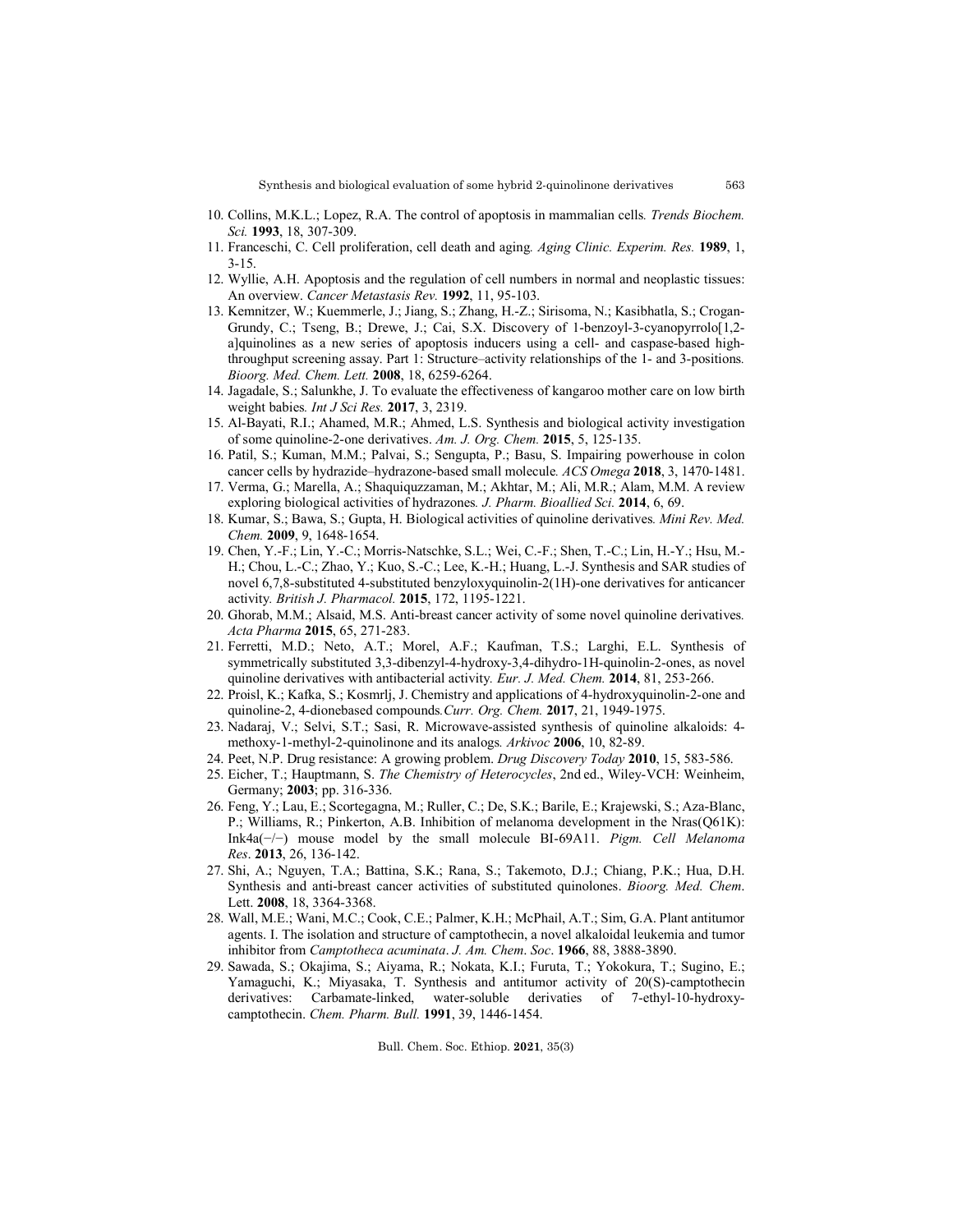10. Collins, M.K.L.; Lopez, R.A. The control of apoptosis in mammalian cells. *Trends Biochem. Sci.* **1993**, 18, 307-309.
11. Franceschi, C. Cell proliferation, cell death and aging. *Aging Clinic. Experim. Res.* **1989**, 1, 3-15.
12. Wyllie, A.H. Apoptosis and the regulation of cell numbers in normal and neoplastic tissues: An overview. *Cancer Metastasis Rev.* **1992**, 11, 95-103.
13. Kemnitzer, W.; Kuemmerle, J.; Jiang, S.; Zhang, H.-Z.; Sirisoma, N.; Kasibhatla, S.; Crogan-Grundy, C.; Tseng, B.; Drewe, J.; Cai, S.X. Discovery of 1-benzoyl-3-cyanopyrrolo[1,2-a]quinolines as a new series of apoptosis inducers using a cell- and caspase-based high-throughput screening assay. Part 1: Structure–activity relationships of the 1- and 3-positions. *Bioorg. Med. Chem. Lett.* **2008**, 18, 6259-6264.
14. Jagadale, S.; Salunkhe, J. To evaluate the effectiveness of kangaroo mother care on low birth weight babies. *Int J Sci Res.* **2017**, 3, 2319.
15. Al-Bayati, R.I.; Ahamed, M.R.; Ahmed, L.S. Synthesis and biological activity investigation of some quinoline-2-one derivatives. *Am. J. Org. Chem.* **2015**, 5, 125-135.
16. Patil, S.; Kuman, M.M.; Palvai, S.; Sengupta, P.; Basu, S. Impairing powerhouse in colon cancer cells by hydrazide–hydrazone-based small molecule. *ACS Omega* **2018**, 3, 1470-1481.
17. Verma, G.; Marella, A.; Shaquiquzzaman, M.; Akhtar, M.; Ali, M.R.; Alam, M.M. A review exploring biological activities of hydrazones. *J. Pharm. Bioallied Sci.* **2014**, 6, 69.
18. Kumar, S.; Bawa, S.; Gupta, H. Biological activities of quinoline derivatives. *Mini Rev. Med. Chem.* **2009**, 9, 1648-1654.
19. Chen, Y.-F.; Lin, Y.-C.; Morris-Natschke, S.L.; Wei, C.-F.; Shen, T.-C.; Lin, H.-Y.; Hsu, M.-H.; Chou, L.-C.; Zhao, Y.; Kuo, S.-C.; Lee, K.-H.; Huang, L.-J. Synthesis and SAR studies of novel 6,7,8-substituted 4-substituted benzyloxyquinolin-2(1H)-one derivatives for anticancer activity. *British J. Pharmacol.* **2015**, 172, 1195-1221.
20. Ghorab, M.M.; Alsaid, M.S. Anti-breast cancer activity of some novel quinoline derivatives. *Acta Pharma* **2015**, 65, 271-283.
21. Ferretti, M.D.; Neto, A.T.; Morel, A.F.; Kaufman, T.S.; Larghi, E.L. Synthesis of symmetrically substituted 3,3-dibenzyl-4-hydroxy-3,4-dihydro-1H-quinolin-2-ones, as novel quinoline derivatives with antibacterial activity. *Eur. J. Med. Chem.* **2014**, 81, 253-266.
22. Proisl, K.; Kafka, S.; Kosmrlj, J. Chemistry and applications of 4-hydroxyquinolin-2-one and quinoline-2, 4-dionebased compounds. *Curr. Org. Chem.* **2017**, 21, 1949-1975.
23. Nadaraj, V.; Selvi, S.T.; Sasi, R. Microwave-assisted synthesis of quinoline alkaloids: 4-methoxy-1-methyl-2-quinolinone and its analogs. *Arkivoc* **2006**, 10, 82-89.
24. Peet, N.P. Drug resistance: A growing problem. *Drug Discovery Today* **2010**, 15, 583-586.
25. Eicher, T.; Hauptmann, S. *The Chemistry of Heterocycles*, 2nd ed., Wiley-VCH: Weinheim, Germany; **2003**; pp. 316-336.
26. Feng, Y.; Lau, E.; Scortegagna, M.; Ruller, C.; De, S.K.; Barile, E.; Krajewski, S.; Aza-Blanc, P.; Williams, R.; Pinkerton, A.B. Inhibition of melanoma development in the Nras(Q61K): Ink4a(−/−) mouse model by the small molecule BI-69A11. *Pigm. Cell Melanoma Res*. **2013**, 26, 136-142.
27. Shi, A.; Nguyen, T.A.; Battina, S.K.; Rana, S.; Takemoto, D.J.; Chiang, P.K.; Hua, D.H. Synthesis and anti-breast cancer activities of substituted quinolones. *Bioorg. Med. Chem*. Lett. **2008**, 18, 3364-3368.
28. Wall, M.E.; Wani, M.C.; Cook, C.E.; Palmer, K.H.; McPhail, A.T.; Sim, G.A. Plant antitumor agents. I. The isolation and structure of camptothecin, a novel alkaloidal leukemia and tumor inhibitor from *Camptotheca acuminata*. *J. Am. Chem. Soc*. **1966**, 88, 3888-3890.
29. Sawada, S.; Okajima, S.; Aiyama, R.; Nokata, K.I.; Furuta, T.; Yokokura, T.; Sugino, E.; Yamaguchi, K.; Miyasaka, T. Synthesis and antitumor activity of 20(S)-camptothecin derivatives: Carbamate-linked, water-soluble derivaties of 7-ethyl-10-hydroxy-camptothecin. *Chem. Pharm. Bull.* **1991**, 39, 1446-1454.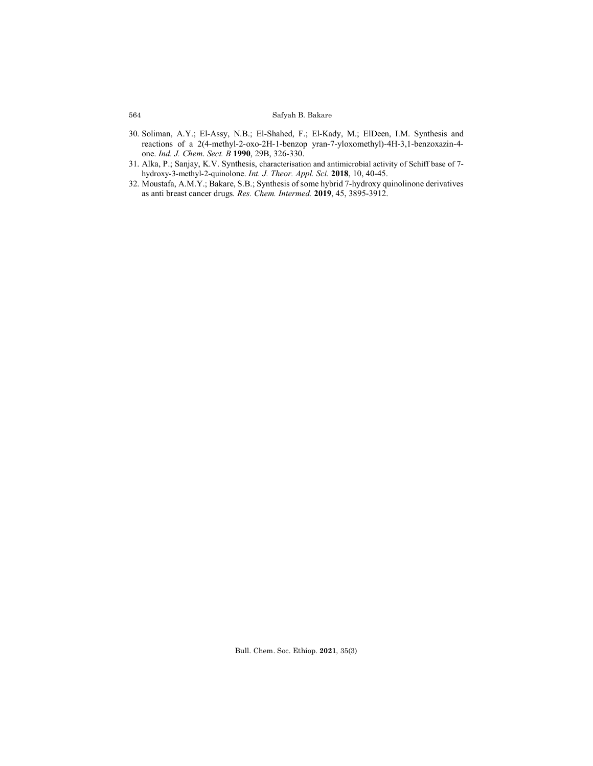30. Soliman, A.Y.; El-Assy, N.B.; El-Shahed, F.; El-Kady, M.; ElDeen, I.M. Synthesis and reactions of a 2(4-methyl-2-oxo-2H-1-benzop yran-7-yloxomethyl)-4H-3,1-benzoxazin-4-one. *Ind. J. Chem. Sect. B* **1990**, 29B, 326-330.
31. Alka, P.; Sanjay, K.V. Synthesis, characterisation and antimicrobial activity of Schiff base of 7-hydroxy-3-methyl-2-quinolone. *Int. J. Theor. Appl. Sci.* **2018**, 10, 40-45.
32. Moustafa, A.M.Y.; Bakare, S.B.; Synthesis of some hybrid 7-hydroxy quinolinone derivatives as anti breast cancer drugs. *Res. Chem. Intermed.* **2019**, 45, 3895-3912.